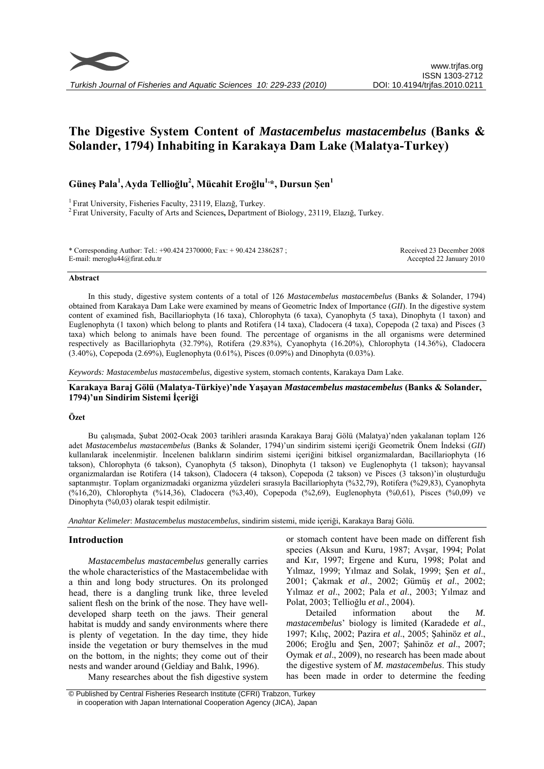# The Digestive System Content of *Mastacembelus mastacembelus* (Banks & Solander, 1794) Inhabiting in Karakaya Dam Lake (Malatya-Turkey)

**Güneş Pala[1], Ayda Tellioğlu[2], Mücahit Eroğlu[1,*], Dursun Şen[1]**

[1] Fırat University, Fisheries Faculty, 23119, Elazığ, Turkey.
[2] Fırat University, Faculty of Arts and Sciences**,** Department of Biology, 23119, Elazığ, Turkey.

\* Corresponding Author: Tel.: +90.424 2370000; Fax: + 90.424 2386287 ;
E-mail: meroglu44@firat.edu.tr

Received 23 December 2008
Accepted 22 January 2010

### Abstract

In this study, digestive system contents of a total of 126 *Mastacembelus mastacembelus* (Banks & Solander, 1794) obtained from Karakaya Dam Lake were examined by means of Geometric Index of Importance (*GII*). In the digestive system content of examined fish, Bacillariophyta (16 taxa), Chlorophyta (6 taxa), Cyanophyta (5 taxa), Dinophyta (1 taxon) and Euglenophyta (1 taxon) which belong to plants and Rotifera (14 taxa), Cladocera (4 taxa), Copepoda (2 taxa) and Pisces (3 taxa) which belong to animals have been found. The percentage of organisms in the all organisms were determined respectively as Bacillariophyta (32.79%), Rotifera (29.83%), Cyanophyta (16.20%), Chlorophyta (14.36%), Cladocera (3.40%), Copepoda (2.69%), Euglenophyta (0.61%), Pisces (0.09%) and Dinophyta (0.03%).

*Keywords: Mastacembelus mastacembelus,* digestive system, stomach contents, Karakaya Dam Lake.

### Karakaya Baraj Gölü (Malatya-Türkiye)'nde Yaşayan *Mastacembelus mastacembelus* (Banks & Solander, 1794)'un Sindirim Sistemi İçeriği

### Özet

Bu çalışmada, Şubat 2002-Ocak 2003 tarihleri arasında Karakaya Baraj Gölü (Malatya)'nden yakalanan toplam 126 adet *Mastacembelus mastacembelus* (Banks & Solander, 1794)'un sindirim sistemi içeriği Geometrik Önem İndeksi (*GII*) kullanılarak incelenmiştir. İncelenen balıkların sindirim sistemi içeriğini bitkisel organizmalardan, Bacillariophyta (16 takson), Chlorophyta (6 takson), Cyanophyta (5 takson), Dinophyta (1 takson) ve Euglenophyta (1 takson); hayvansal organizmalardan ise Rotifera (14 takson), Cladocera (4 takson), Copepoda (2 takson) ve Pisces (3 takson)'in oluşturduğu saptanmıştır. Toplam organizmadaki organizma yüzdeleri sırasıyla Bacillariophyta (%32,79), Rotifera (%29,83), Cyanophyta (%16,20), Chlorophyta (%14,36), Cladocera (%3,40), Copepoda (%2,69), Euglenophyta (%0,61), Pisces (%0,09) ve Dinophyta (%0,03) olarak tespit edilmiştir.

*Anahtar Kelimeler*: *Mastacembelus mastacembelus*, sindirim sistemi, mide içeriği, Karakaya Baraj Gölü.

## Introduction

*Mastacembelus mastacembelus* generally carries the whole characteristics of the Mastacembelidae with a thin and long body structures. On its prolonged head, there is a dangling trunk like, three leveled salient flesh on the brink of the nose. They have well-developed sharp teeth on the jaws. Their general habitat is muddy and sandy environments where there is plenty of vegetation. In the day time, they hide inside the vegetation or bury themselves in the mud on the bottom, in the nights; they come out of their nests and wander around (Geldiay and Balık, 1996).

Many researches about the fish digestive system or stomach content have been made on different fish species (Aksun and Kuru, 1987; Avşar, 1994; Polat and Kır, 1997; Ergene and Kuru, 1998; Polat and Yılmaz, 1999; Yılmaz and Solak, 1999; Şen *et al*., 2001; Çakmak *et al*., 2002; Gümüş *et al*., 2002; Yılmaz *et al*., 2002; Pala *et al*., 2003; Yılmaz and Polat, 2003; Tellioğlu *et al*., 2004).

Detailed information about the *M. mastacembelus*' biology is limited (Karadede *et al*., 1997; Kılıç, 2002; Pazira *et al*., 2005; Şahinöz *et al*., 2006; Eroğlu and Şen, 2007; Şahinöz *et al*., 2007; Oymak *et al*., 2009), no research has been made about the digestive system of *M. mastacembelus*. This study has been made in order to determine the feeding

© Published by Central Fisheries Research Institute (CFRI) Trabzon, Turkey
in cooperation with Japan International Cooperation Agency (JICA), Japan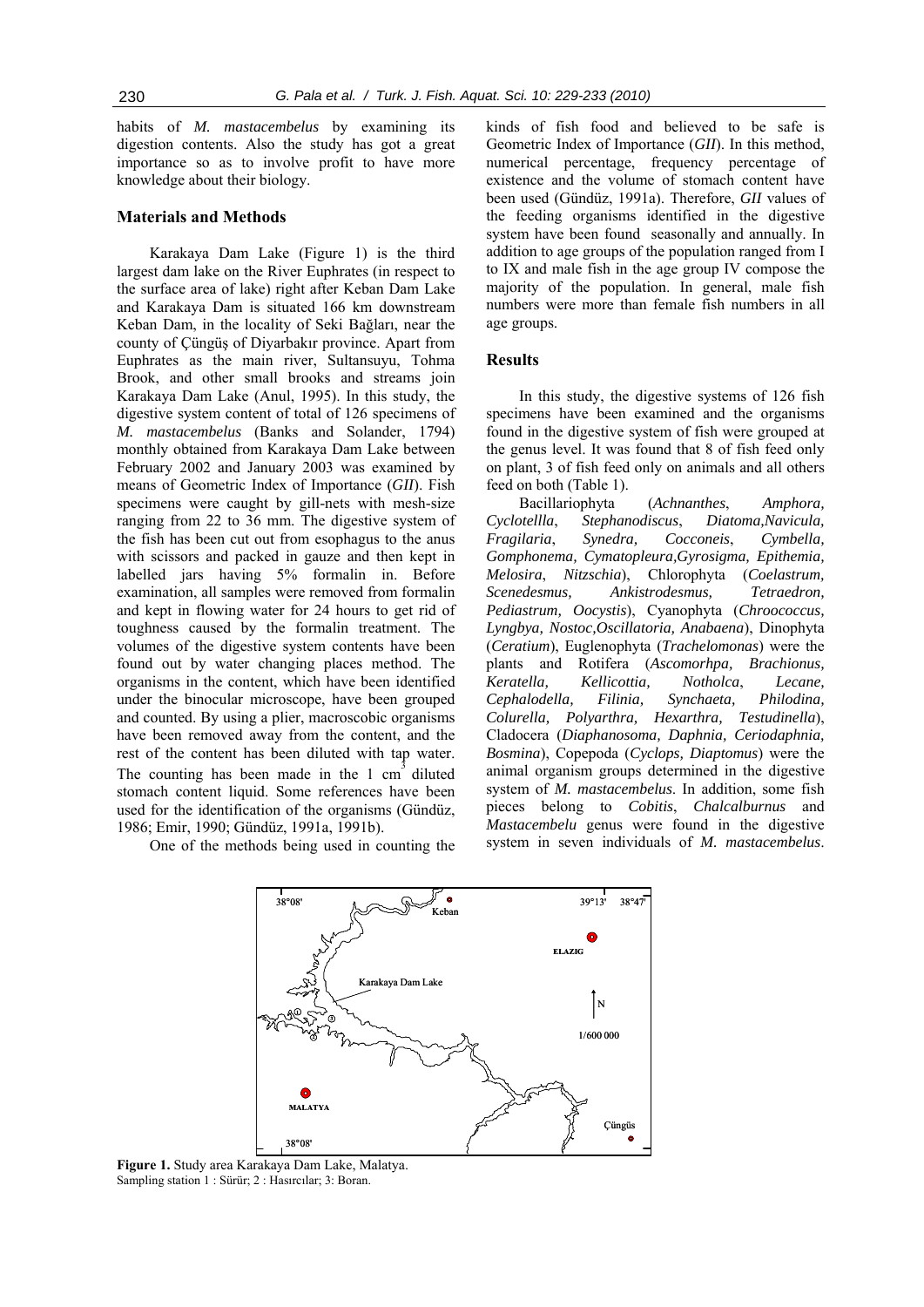habits of *M. mastacembelus* by examining its digestion contents. Also the study has got a great importance so as to involve profit to have more knowledge about their biology.

## Materials and Methods

Karakaya Dam Lake (Figure 1) is the third largest dam lake on the River Euphrates (in respect to the surface area of lake) right after Keban Dam Lake and Karakaya Dam is situated 166 km downstream Keban Dam, in the locality of Seki Bağları, near the county of Çüngüş of Diyarbakır province. Apart from Euphrates as the main river, Sultansuyu, Tohma Brook, and other small brooks and streams join Karakaya Dam Lake (Anul, 1995). In this study, the digestive system content of total of 126 specimens of *M. mastacembelus* (Banks and Solander, 1794) monthly obtained from Karakaya Dam Lake between February 2002 and January 2003 was examined by means of Geometric Index of Importance (*GII*). Fish specimens were caught by gill-nets with mesh-size ranging from 22 to 36 mm. The digestive system of the fish has been cut out from esophagus to the anus with scissors and packed in gauze and then kept in labelled jars having 5% formalin in. Before examination, all samples were removed from formalin and kept in flowing water for 24 hours to get rid of toughness caused by the formalin treatment. The volumes of the digestive system contents have been found out by water changing places method. The organisms in the content, which have been identified under the binocular microscope, have been grouped and counted. By using a plier, macroscobic organisms have been removed away from the content, and the rest of the content has been diluted with tap water. The counting has been made in the 1 $cm^3$ diluted stomach content liquid. Some references have been used for the identification of the organisms (Gündüz, 1986; Emir, 1990; Gündüz, 1991a, 1991b).

One of the methods being used in counting the kinds of fish food and believed to be safe is Geometric Index of Importance (*GII*). In this method, numerical percentage, frequency percentage of existence and the volume of stomach content have been used (Gündüz, 1991a). Therefore, *GII* values of the feeding organisms identified in the digestive system have been found seasonally and annually. In addition to age groups of the population ranged from I to IX and male fish in the age group IV compose the majority of the population. In general, male fish numbers were more than female fish numbers in all age groups.

## Results

In this study, the digestive systems of 126 fish specimens have been examined and the organisms found in the digestive system of fish were grouped at the genus level. It was found that 8 of fish feed only on plant, 3 of fish feed only on animals and all others feed on both (Table 1).

Bacillariophyta (*Achnanthes*, *Amphora, Cyclotellla*, *Stephanodiscus*, *Diatoma,Navicula, Fragilaria*, *Synedra, Cocconeis*, *Cymbella, Gomphonema, Cymatopleura,Gyrosigma, Epithemia, Melosira*, *Nitzschia*), Chlorophyta (*Coelastrum, Scenedesmus, Ankistrodesmus, Tetraedron, Pediastrum, Oocystis*), Cyanophyta (*Chroococcus, Lyngbya, Nostoc,Oscillatoria, Anabaena*), Dinophyta (*Ceratium*), Euglenophyta (*Trachelomonas*) were the plants and Rotifera (*Ascomorhpa, Brachionus, Keratella, Kellicottia, Notholca*, *Lecane, Cephalodella, Filinia, Synchaeta*, *Philodina, Colurella, Polyarthra, Hexarthra, Testudinella*), Cladocera (*Diaphanosoma, Daphnia, Ceriodaphnia, Bosmina*), Copepoda (*Cyclops, Diaptomus*) were the animal organism groups determined in the digestive system of *M. mastacembelus*. In addition, some fish pieces belong to *Cobitis*, *Chalcalburnus* and *Mastacembelu* genus were found in the digestive system in seven individuals of *M. mastacembelus*.

**Figure 1.** Study area Karakaya Dam Lake, Malatya.
Sampling station 1 : Sürür; 2 : Hasırcılar; 3: Boran.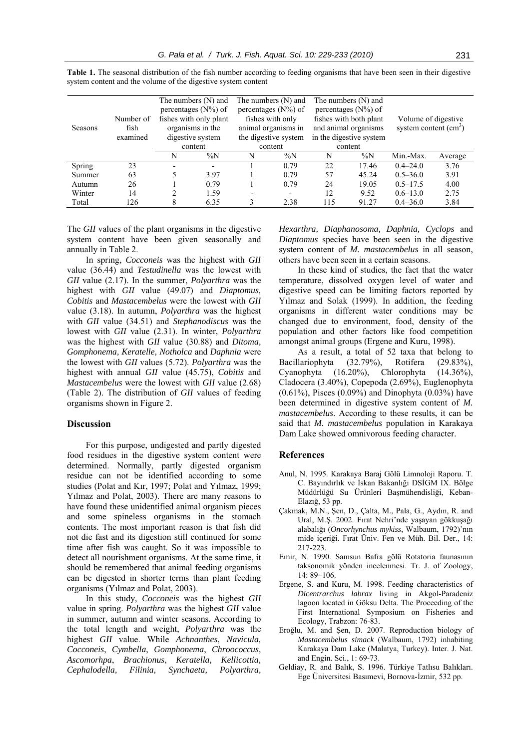**Table 1.** The seasonal distribution of the fish number according to feeding organisms that have been seen in their digestive system content and the volume of the digestive system content

| Seasons | Number of fish examined | The numbers (N) and percentages (N%) of fishes with only plant organisms in the digestive system content | | The numbers (N) and percentages (N%) of fishes with only animal organisms in the digestive system content | | The numbers (N) and percentages (N%) of fishes with both plant and animal organisms in the digestive system content | | Volume of digestive system content ($cm^3$) | |
|---|---|---|---|---|---|---|---|---|---|
| | | N | %N | N | %N | N | %N | Min.-Max. | Average |
| Spring | 23 | - | - | 1 | 0.79 | 22 | 17.46 | 0.4–24.0 | 3.76 |
| Summer | 63 | 5 | 3.97 | 1 | 0.79 | 57 | 45.24 | 0.5–36.0 | 3.91 |
| Autumn | 26 | 1 | 0.79 | 1 | 0.79 | 24 | 19.05 | 0.5–17.5 | 4.00 |
| Winter | 14 | 2 | 1.59 | - | - | 12 | 9.52 | 0.6–13.0 | 2.75 |
| Total | 126 | 8 | 6.35 | 3 | 2.38 | 115 | 91.27 | 0.4–36.0 | 3.84 |

The *GII* values of the plant organisms in the digestive system content have been given seasonally and annually in Table 2.

In spring, *Cocconeis* was the highest with *GII* value (36.44) and *Testudinella* was the lowest with *GII* value (2.17). In the summer, *Polyarthra* was the highest with *GII* value (49.07) and *Diaptomus, Cobitis* and *Mastacembelus* were the lowest with *GII* value (3.18). In autumn, *Polyarthra* was the highest with *GII* value (34.51) and *Stephanodiscus* was the lowest with *GII* value (2.31). In winter, *Polyarthra* was the highest with *GII* value (30.88) and *Ditoma, Gomphonema, Keratelle, Notholca* and *Daphnia* were the lowest with *GII* values (5.72). *Polyarthra* was the highest with annual *GII* value (45.75), *Cobitis* and *Mastacembelus* were the lowest with *GII* value (2.68) (Table 2). The distribution of *GII* values of feeding organisms shown in Figure 2.

## Discussion

For this purpose, undigested and partly digested food residues in the digestive system content were determined. Normally, partly digested organism residue can not be identified according to some studies (Polat and Kır, 1997; Polat and Yılmaz, 1999; Yılmaz and Polat, 2003). There are many reasons to have found these unidentified animal organism pieces and some spineless organisms in the stomach contents. The most important reason is that fish did not die fast and its digestion still continued for some time after fish was caught. So it was impossible to detect all nourishment organisms. At the same time, it should be remembered that animal feeding organisms can be digested in shorter terms than plant feeding organisms (Yılmaz and Polat, 2003).

In this study, *Cocconeis* was the highest *GII* value in spring. *Polyarthra* was the highest *GII* value in summer, autumn and winter seasons. According to the total length and weight, *Polyarthra* was the highest *GII* value. While *Achnanthes*, *Navicula, Cocconeis*, *Cymbella*, *Gomphonema*, *Chroococcus, Ascomorhpa*, *Brachionus*, *Keratella, Kellicottia, Cephalodella, Filinia, Synchaeta, Polyarthra, Hexarthra, Diaphanosoma, Daphnia, Cyclops* and *Diaptomus* species have been seen in the digestive system content of *M. mastacembelus* in all season, others have been seen in a certain seasons.

In these kind of studies, the fact that the water temperature, dissolved oxygen level of water and digestive speed can be limiting factors reported by Yılmaz and Solak (1999). In addition, the feeding organisms in different water conditions may be changed due to environment, food, density of the population and other factors like food competition amongst animal groups (Ergene and Kuru, 1998).

As a result, a total of 52 taxa that belong to Bacillariophyta (32.79%), Rotifera (29.83%), Cyanophyta (16.20%), Chlorophyta (14.36%), Cladocera (3.40%), Copepoda (2.69%), Euglenophyta (0.61%), Pisces (0.09%) and Dinophyta (0.03%) have been determined in digestive system content of *M. mastacembelus*. According to these results, it can be said that *M. mastacembelus* population in Karakaya Dam Lake showed omnivorous feeding character.

## References

Anul, N. 1995. Karakaya Baraj Gölü Limnoloji Raporu. T. C. Bayındırlık ve İskan Bakanlığı DSİGM IX. Bölge Müdürlüğü Su Ürünleri Başmühendisliği, Keban-Elazığ, 53 pp.

Çakmak, M.N., Şen, D., Çalta, M., Pala, G., Aydın, R. and Ural, M.Ş. 2002. Fırat Nehri'nde yaşayan gökkuşağı alabalığı (*Oncorhynchus mykiss*, Walbaum, 1792)'nın mide içeriği. Fırat Üniv. Fen ve Müh. Bil. Der., 14: 217-223.

Emir, N. 1990. Samsun Bafra gölü Rotatoria faunasının taksonomik yönden incelenmesi. Tr. J. of Zoology, 14: 89–106.

Ergene, S. and Kuru, M. 1998. Feeding characteristics of *Dicentrarchus labrax* living in Akgol-Paradeniz lagoon located in Göksu Delta. The Proceeding of the First International Symposium on Fisheries and Ecology, Trabzon: 76-83.

Eroğlu, M. and Şen, D. 2007. Reproduction biology of *Mastacembelus simack* (Walbaum, 1792) inhabiting Karakaya Dam Lake (Malatya, Turkey). Inter. J. Nat. and Engin. Sci., 1: 69-73.

Geldiay, R. and Balık, S. 1996. Türkiye Tatlısu Balıkları. Ege Üniversitesi Basımevi, Bornova-İzmir, 532 pp.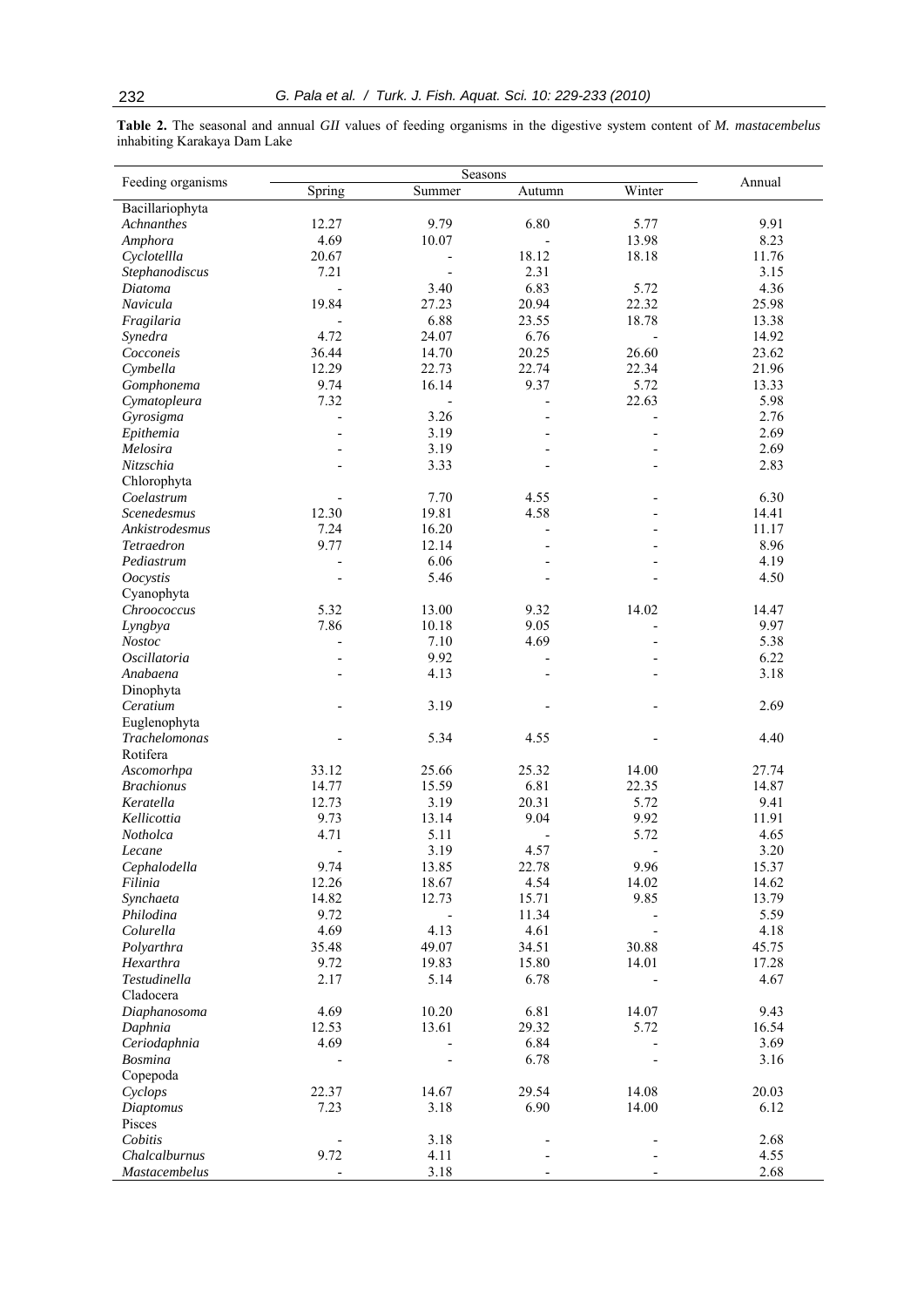**Table 2.** The seasonal and annual *GII* values of feeding organisms in the digestive system content of *M. mastacembelus* inhabiting Karakaya Dam Lake

| Feeding organisms | Seasons | | | | Annual |
|---|---|---|---|---|---|
| | Spring | Summer | Autumn | Winter | |
| Bacillariophyta | | | | | |
| *Achnanthes* | 12.27 | 9.79 | 6.80 | 5.77 | 9.91 |
| *Amphora* | 4.69 | 10.07 | - | 13.98 | 8.23 |
| *Cyclotellla* | 20.67 | - | 18.12 | 18.18 | 11.76 |
| *Stephanodiscus* | 7.21 | - | 2.31 | | 3.15 |
| *Diatoma* | - | 3.40 | 6.83 | 5.72 | 4.36 |
| *Navicula* | 19.84 | 27.23 | 20.94 | 22.32 | 25.98 |
| *Fragilaria* | - | 6.88 | 23.55 | 18.78 | 13.38 |
| *Synedra* | 4.72 | 24.07 | 6.76 | - | 14.92 |
| *Cocconeis* | 36.44 | 14.70 | 20.25 | 26.60 | 23.62 |
| *Cymbella* | 12.29 | 22.73 | 22.74 | 22.34 | 21.96 |
| *Gomphonema* | 9.74 | 16.14 | 9.37 | 5.72 | 13.33 |
| *Cymatopleura* | 7.32 | - | - | 22.63 | 5.98 |
| *Gyrosigma* | - | 3.26 | - | - | 2.76 |
| *Epithemia* | - | 3.19 | - | - | 2.69 |
| *Melosira* | - | 3.19 | - | - | 2.69 |
| *Nitzschia* | - | 3.33 | - | - | 2.83 |
| Chlorophyta | | | | | |
| *Coelastrum* | - | 7.70 | 4.55 | - | 6.30 |
| *Scenedesmus* | 12.30 | 19.81 | 4.58 | - | 14.41 |
| *Ankistrodesmus* | 7.24 | 16.20 | - | - | 11.17 |
| *Tetraedron* | 9.77 | 12.14 | - | - | 8.96 |
| *Pediastrum* | - | 6.06 | - | - | 4.19 |
| *Oocystis* | - | 5.46 | - | - | 4.50 |
| Cyanophyta | | | | | |
| *Chroococcus* | 5.32 | 13.00 | 9.32 | 14.02 | 14.47 |
| *Lyngbya* | 7.86 | 10.18 | 9.05 | - | 9.97 |
| *Nostoc* | - | 7.10 | 4.69 | - | 5.38 |
| *Oscillatoria* | - | 9.92 | - | - | 6.22 |
| *Anabaena* | - | 4.13 | - | - | 3.18 |
| Dinophyta | | | | | |
| *Ceratium* | - | 3.19 | - | - | 2.69 |
| Euglenophyta | | | | | |
| *Trachelomonas* | - | 5.34 | 4.55 | - | 4.40 |
| Rotifera | | | | | |
| *Ascomorhpa* | 33.12 | 25.66 | 25.32 | 14.00 | 27.74 |
| *Brachionus* | 14.77 | 15.59 | 6.81 | 22.35 | 14.87 |
| *Keratella* | 12.73 | 3.19 | 20.31 | 5.72 | 9.41 |
| *Kellicottia* | 9.73 | 13.14 | 9.04 | 9.92 | 11.91 |
| *Notholca* | 4.71 | 5.11 | - | 5.72 | 4.65 |
| *Lecane* | - | 3.19 | 4.57 | - | 3.20 |
| *Cephalodella* | 9.74 | 13.85 | 22.78 | 9.96 | 15.37 |
| *Filinia* | 12.26 | 18.67 | 4.54 | 14.02 | 14.62 |
| *Synchaeta* | 14.82 | 12.73 | 15.71 | 9.85 | 13.79 |
| *Philodina* | 9.72 | - | 11.34 | - | 5.59 |
| *Colurella* | 4.69 | 4.13 | 4.61 | - | 4.18 |
| *Polyarthra* | 35.48 | 49.07 | 34.51 | 30.88 | 45.75 |
| *Hexarthra* | 9.72 | 19.83 | 15.80 | 14.01 | 17.28 |
| *Testudinella* | 2.17 | 5.14 | 6.78 | - | 4.67 |
| Cladocera | | | | | |
| *Diaphanosoma* | 4.69 | 10.20 | 6.81 | 14.07 | 9.43 |
| *Daphnia* | 12.53 | 13.61 | 29.32 | 5.72 | 16.54 |
| *Ceriodaphnia* | 4.69 | - | 6.84 | - | 3.69 |
| *Bosmina* | - | - | 6.78 | - | 3.16 |
| Copepoda | | | | | |
| *Cyclops* | 22.37 | 14.67 | 29.54 | 14.08 | 20.03 |
| *Diaptomus* | 7.23 | 3.18 | 6.90 | 14.00 | 6.12 |
| Pisces | | | | | |
| *Cobitis* | - | 3.18 | - | - | 2.68 |
| *Chalcalburnus* | 9.72 | 4.11 | - | - | 4.55 |
| *Mastacembelus* | - | 3.18 | - | - | 2.68 |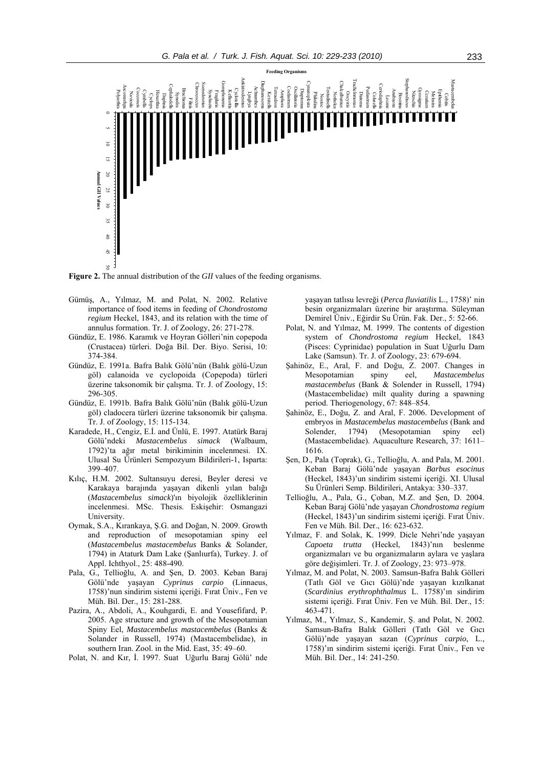Feeding Organisms

Polyarthra
Ascomorpha
Navicula
Cocconeis
Cymbella
Cyclops
Hexarthra
Cephalodella
Daphnia
Synedra
Brachionus
Filinia
Chroococcus
Scenedesmus
Synchaeta
Fragilaria
Gomphonema
Kellicottia
Cyclotella
Ankistrodesmus
Lyngbya
Achnanthes
Diaphanosoma
Keratella
Tetraedron
Amphora
Coelastrum
Oscillatoria
Diaptomus
Cymatopleura
Philodina
Nostoc
Testudinella
Notholca
Chaetophorus
Oocystis
Trachelomonas
Diatoma
Pediastrum
Colurella
Ceratophyllum
Lecane
Anabaena
Bosmina
Stephanodiscus
Nitzschia
Gyrosigma
Ceratium
Melosira
Epithemia
Gobius
Mastacembelus

0
5
10
15
20
25
30
35
40
45
50
Annual GII Values

**Figure 2.** The annual distribution of the *GII* values of the feeding organisms.

Gümüş, A., Yılmaz, M. and Polat, N. 2002. Relative importance of food items in feeding of *Chondrostoma regium* Heckel, 1843, and its relation with the time of annulus formation. Tr. J. of Zoology, 26: 271-278.

Gündüz, E. 1986. Karamık ve Hoyran Gölleri'nin copepoda (Crustacea) türleri. Doğa Bil. Der. Biyo. Serisi, 10: 374-384.

Gündüz, E. 1991a. Bafra Balık Gölü'nün (Balık gölü-Uzun göl) calanoida ve cyclopoida (Copepoda) türleri üzerine taksonomik bir çalışma. Tr. J. of Zoology, 15: 296-305.

Gündüz, E. 1991b. Bafra Balık Gölü'nün (Balık gölü-Uzun göl) cladocera türleri üzerine taksonomik bir çalışma. Tr. J. of Zoology, 15: 115-134.

Karadede, H., Cengiz, E.İ. and Ünlü, E. 1997. Atatürk Baraj Gölü'ndeki *Mastacembelus simack* (Walbaum, 1792)'ta ağır metal birikiminin incelenmesi. IX. Ulusal Su Ürünleri Sempozyum Bildirileri-1, Isparta: 399–407.

Kılıç, H.M. 2002. Sultansuyu deresi, Beyler deresi ve Karakaya barajında yaşayan dikenli yılan balığı (*Mastacembelus simack*)'ın biyolojik özelliklerinin incelenmesi. MSc. Thesis. Eskişehir: Osmangazi University.

Oymak, S.A., Kırankaya, Ş.G. and Doğan, N. 2009. Growth and reproduction of mesopotamian spiny eel (*Mastacembelus mastacembelus* Banks & Solander, 1794) in Ataturk Dam Lake (Şanlıurfa), Turkey. J. of Appl. Ichthyol., 25: 488-490.

Pala, G., Tellioğlu, A. and Şen, D. 2003. Keban Baraj Gölü'nde yaşayan *Cyprinus carpio* (Linnaeus, 1758)'nun sindirim sistemi içeriği. Fırat Üniv., Fen ve Müh. Bil. Der., 15: 281-288.

Pazira, A., Abdoli, A., Kouhgardi, E. and Yousefifard, P. 2005. Age structure and growth of the Mesopotamian Spiny Eel, *Mastacembelus mastacembelus* (Banks & Solander in Russell, 1974) (Mastacembelidae), in southern Iran. Zool. in the Mid. East, 35: 49–60.

Polat, N. and Kır, İ. 1997. Suat Uğurlu Baraj Gölü' nde yaşayan tatlısu levreği (*Perca fluviatilis* L., 1758)' nin besin organizmaları üzerine bir araştırma. Süleyman Demirel Üniv., Eğirdir Su Ürün. Fak. Der., 5: 52-66.

Polat, N. and Yılmaz, M. 1999. The contents of digestion system of *Chondrostoma regium* Heckel, 1843 (Pisces: Cyprinidae) population in Suat Uğurlu Dam Lake (Samsun). Tr. J. of Zoology, 23: 679-694.

Şahinöz, E., Aral, F. and Doğu, Z. 2007. Changes in Mesopotamian spiny eel, *Mastacembelus mastacembelus* (Bank & Solender in Russell, 1794) (Mastacembelidae) milt quality during a spawning period. Theriogenology, 67: 848–854.

Şahinöz, E., Doğu, Z. and Aral, F. 2006. Development of embryos in *Mastacembelus mastacembelus* (Bank and Solender, 1794) (Mesopotamian spiny eel) (Mastacembelidae). Aquaculture Research, 37: 1611–1616.

Şen, D., Pala (Toprak), G., Tellioğlu, A. and Pala, M. 2001. Keban Baraj Gölü'nde yaşayan *Barbus esocinus* (Heckel, 1843)'un sindirim sistemi içeriği. XI. Ulusal Su Ürünleri Semp. Bildirileri, Antakya: 330–337.

Tellioğlu, A., Pala, G., Çoban, M.Z. and Şen, D. 2004. Keban Baraj Gölü'nde yaşayan *Chondrostoma regium* (Heckel, 1843)'un sindirim sistemi içeriği. Fırat Üniv. Fen ve Müh. Bil. Der., 16: 623-632.

Yılmaz, F. and Solak, K. 1999. Dicle Nehri'nde yaşayan *Capoeta trutta* (Heckel, 1843)'nın beslenme organizmaları ve bu organizmaların aylara ve yaşlara göre değişimleri. Tr. J. of Zoology, 23: 973–978.

Yılmaz, M. and Polat, N. 2003. Samsun-Bafra Balık Gölleri (Tatlı Göl ve Gıcı Gölü)'nde yaşayan kızılkanat (*Scardinius erythrophthalmus* L. 1758)'ın sindirim sistemi içeriği. Fırat Üniv. Fen ve Müh. Bil. Der., 15: 463-471.

Yılmaz, M., Yılmaz, S., Kandemir, Ş. and Polat, N. 2002. Samsun-Bafra Balık Gölleri (Tatlı Göl ve Gıcı Gölü)'nde yaşayan sazan (*Cyprinus carpio*, L., 1758)'ın sindirim sistemi içeriği. Fırat Üniv., Fen ve Müh. Bil. Der., 14: 241-250.